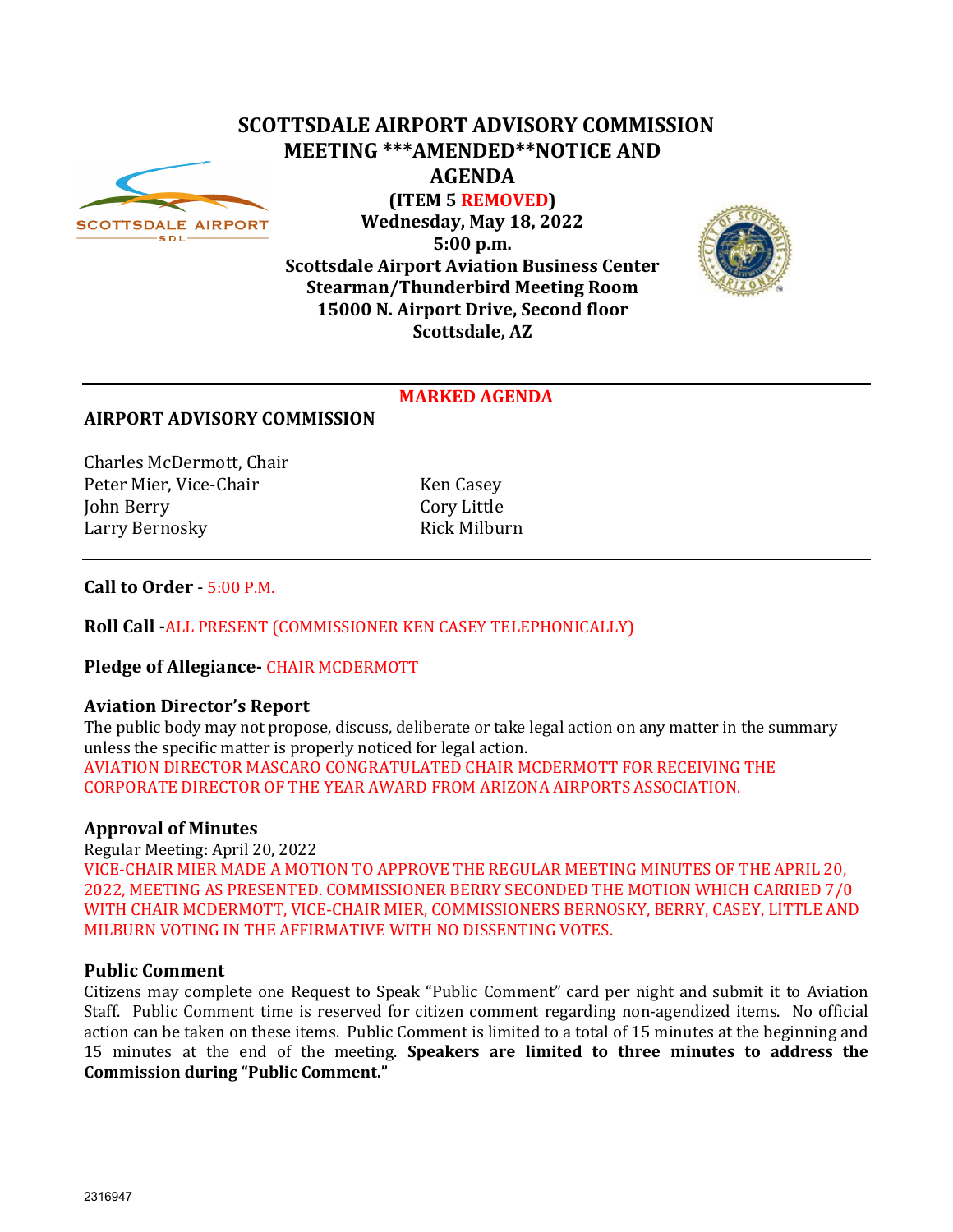# SCOTTSDALE AIRPORT ADVISORY COMMISSION MEETING ***AMENDED**NOTICE AND AGENDA

**(ITEM 5 REMOVED)**
**Wednesday, May 18, 2022**
**5:00 p.m.**
**Scottsdale Airport Aviation Business Center**
**Stearman/Thunderbird Meeting Room**
**15000 N. Airport Drive, Second floor**
**Scottsdale, AZ**

**MARKED AGENDA**

## AIRPORT ADVISORY COMMISSION

Charles McDermott, Chair
Peter Mier, Vice-Chair
John Berry
Larry Bernosky
Ken Casey
Cory Little
Rick Milburn

**Call to Order** - 5:00 P.M.

**Roll Call** -ALL PRESENT (COMMISSIONER KEN CASEY TELEPHONICALLY)

**Pledge of Allegiance-** CHAIR MCDERMOTT

### Aviation Director's Report

The public body may not propose, discuss, deliberate or take legal action on any matter in the summary unless the specific matter is properly noticed for legal action.
AVIATION DIRECTOR MASCARO CONGRATULATED CHAIR MCDERMOTT FOR RECEIVING THE CORPORATE DIRECTOR OF THE YEAR AWARD FROM ARIZONA AIRPORTS ASSOCIATION.

### Approval of Minutes

Regular Meeting: April 20, 2022
VICE-CHAIR MIER MADE A MOTION TO APPROVE THE REGULAR MEETING MINUTES OF THE APRIL 20, 2022, MEETING AS PRESENTED. COMMISSIONER BERRY SECONDED THE MOTION WHICH CARRIED 7/0 WITH CHAIR MCDERMOTT, VICE-CHAIR MIER, COMMISSIONERS BERNOSKY, BERRY, CASEY, LITTLE AND MILBURN VOTING IN THE AFFIRMATIVE WITH NO DISSENTING VOTES.

### Public Comment

Citizens may complete one Request to Speak "Public Comment" card per night and submit it to Aviation Staff. Public Comment time is reserved for citizen comment regarding non-agendized items. No official action can be taken on these items. Public Comment is limited to a total of 15 minutes at the beginning and 15 minutes at the end of the meeting. **Speakers are limited to three minutes to address the Commission during "Public Comment."**

2316947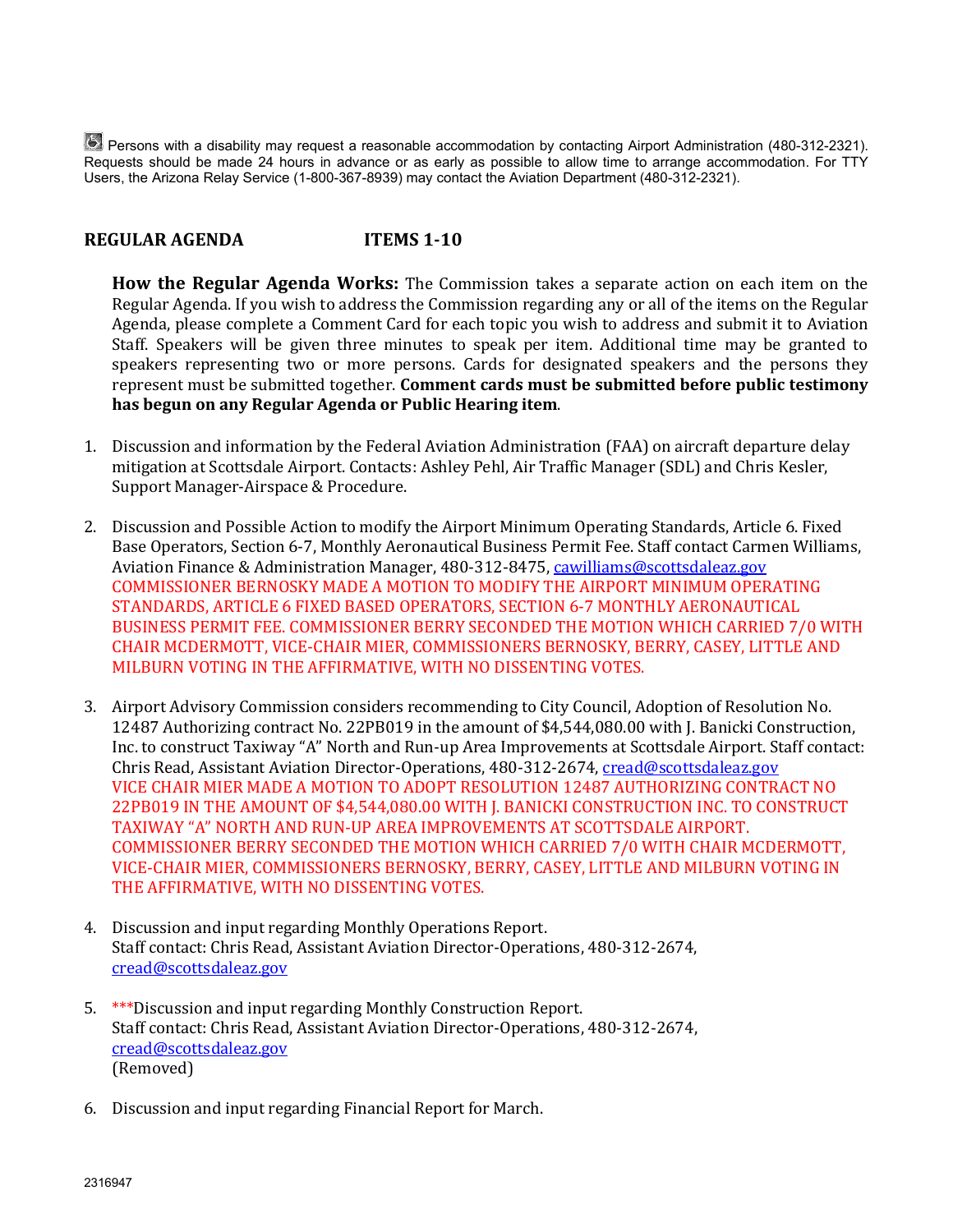Persons with a disability may request a reasonable accommodation by contacting Airport Administration (480-312-2321). Requests should be made 24 hours in advance or as early as possible to allow time to arrange accommodation. For TTY Users, the Arizona Relay Service (1-800-367-8939) may contact the Aviation Department (480-312-2321).

**REGULAR AGENDA ITEMS 1-10**

**How the Regular Agenda Works:** The Commission takes a separate action on each item on the Regular Agenda. If you wish to address the Commission regarding any or all of the items on the Regular Agenda, please complete a Comment Card for each topic you wish to address and submit it to Aviation Staff. Speakers will be given three minutes to speak per item. Additional time may be granted to speakers representing two or more persons. Cards for designated speakers and the persons they represent must be submitted together. **Comment cards must be submitted before public testimony has begun on any Regular Agenda or Public Hearing item**.

1. Discussion and information by the Federal Aviation Administration (FAA) on aircraft departure delay mitigation at Scottsdale Airport. Contacts: Ashley Pehl, Air Traffic Manager (SDL) and Chris Kesler, Support Manager-Airspace & Procedure.

2. Discussion and Possible Action to modify the Airport Minimum Operating Standards, Article 6. Fixed Base Operators, Section 6-7, Monthly Aeronautical Business Permit Fee. Staff contact Carmen Williams, Aviation Finance & Administration Manager, 480-312-8475, cawilliams@scottsdaleaz.gov
   COMMISSIONER BERNOSKY MADE A MOTION TO MODIFY THE AIRPORT MINIMUM OPERATING STANDARDS, ARTICLE 6 FIXED BASED OPERATORS, SECTION 6-7 MONTHLY AERONAUTICAL BUSINESS PERMIT FEE. COMMISSIONER BERRY SECONDED THE MOTION WHICH CARRIED 7/0 WITH CHAIR MCDERMOTT, VICE-CHAIR MIER, COMMISSIONERS BERNOSKY, BERRY, CASEY, LITTLE AND MILBURN VOTING IN THE AFFIRMATIVE, WITH NO DISSENTING VOTES.

3. Airport Advisory Commission considers recommending to City Council, Adoption of Resolution No. 12487 Authorizing contract No. 22PB019 in the amount of $4,544,080.00 with J. Banicki Construction, Inc. to construct Taxiway "A" North and Run-up Area Improvements at Scottsdale Airport. Staff contact: Chris Read, Assistant Aviation Director-Operations, 480-312-2674, cread@scottsdaleaz.gov
   VICE CHAIR MIER MADE A MOTION TO ADOPT RESOLUTION 12487 AUTHORIZING CONTRACT NO 22PB019 IN THE AMOUNT OF $4,544,080.00 WITH J. BANICKI CONSTRUCTION INC. TO CONSTRUCT TAXIWAY "A" NORTH AND RUN-UP AREA IMPROVEMENTS AT SCOTTSDALE AIRPORT. COMMISSIONER BERRY SECONDED THE MOTION WHICH CARRIED 7/0 WITH CHAIR MCDERMOTT, VICE-CHAIR MIER, COMMISSIONERS BERNOSKY, BERRY, CASEY, LITTLE AND MILBURN VOTING IN THE AFFIRMATIVE, WITH NO DISSENTING VOTES.

4. Discussion and input regarding Monthly Operations Report.
   Staff contact: Chris Read, Assistant Aviation Director-Operations, 480-312-2674, cread@scottsdaleaz.gov

5. ***Discussion and input regarding Monthly Construction Report.
   Staff contact: Chris Read, Assistant Aviation Director-Operations, 480-312-2674, cread@scottsdaleaz.gov
   (Removed)

6. Discussion and input regarding Financial Report for March.

2316947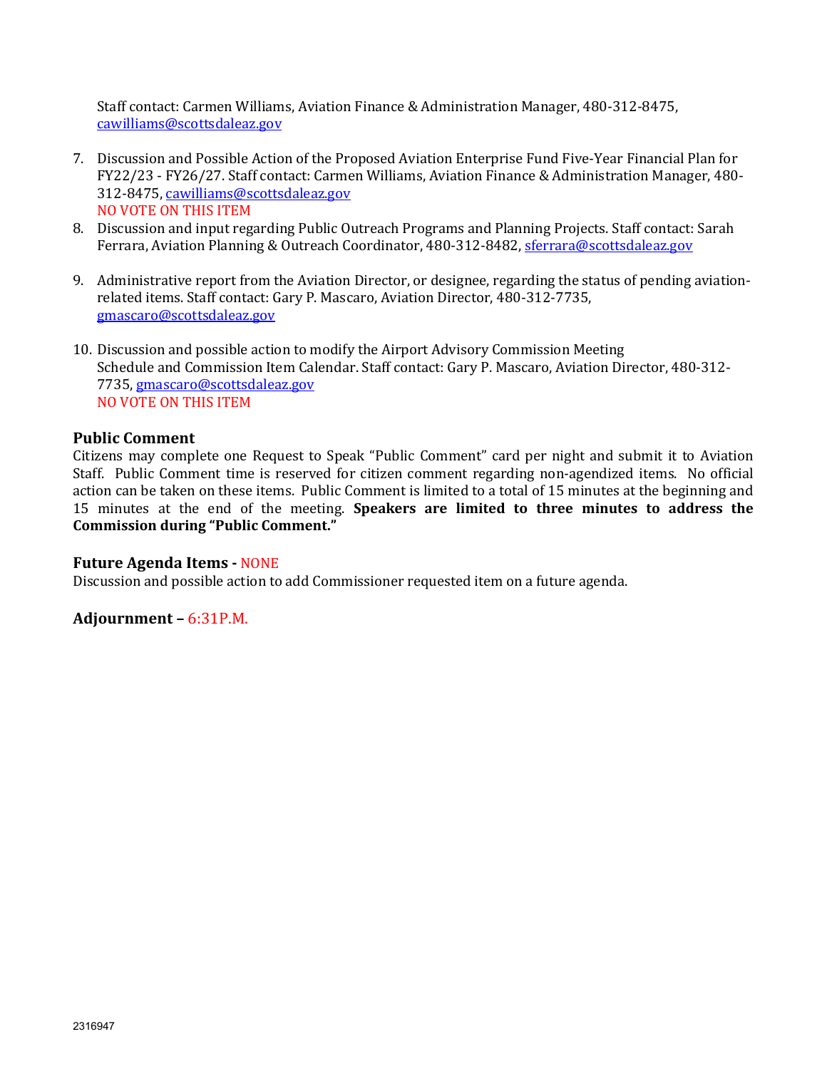Staff contact: Carmen Williams, Aviation Finance & Administration Manager, 480-312-8475, cawilliams@scottsdaleaz.gov

7. Discussion and Possible Action of the Proposed Aviation Enterprise Fund Five-Year Financial Plan for FY22/23 - FY26/27. Staff contact: Carmen Williams, Aviation Finance & Administration Manager, 480-312-8475, cawilliams@scottsdaleaz.gov
   NO VOTE ON THIS ITEM
8. Discussion and input regarding Public Outreach Programs and Planning Projects. Staff contact: Sarah Ferrara, Aviation Planning & Outreach Coordinator, 480-312-8482, sferrara@scottsdaleaz.gov

9. Administrative report from the Aviation Director, or designee, regarding the status of pending aviation-related items. Staff contact: Gary P. Mascaro, Aviation Director, 480-312-7735, gmascaro@scottsdaleaz.gov

10. Discussion and possible action to modify the Airport Advisory Commission Meeting Schedule and Commission Item Calendar. Staff contact: Gary P. Mascaro, Aviation Director, 480-312-7735, gmascaro@scottsdaleaz.gov
    NO VOTE ON THIS ITEM

### Public Comment

Citizens may complete one Request to Speak "Public Comment" card per night and submit it to Aviation Staff. Public Comment time is reserved for citizen comment regarding non-agendized items. No official action can be taken on these items. Public Comment is limited to a total of 15 minutes at the beginning and 15 minutes at the end of the meeting. **Speakers are limited to three minutes to address the Commission during "Public Comment."**

### Future Agenda Items - NONE

Discussion and possible action to add Commissioner requested item on a future agenda.

### Adjournment – 6:31P.M.

2316947